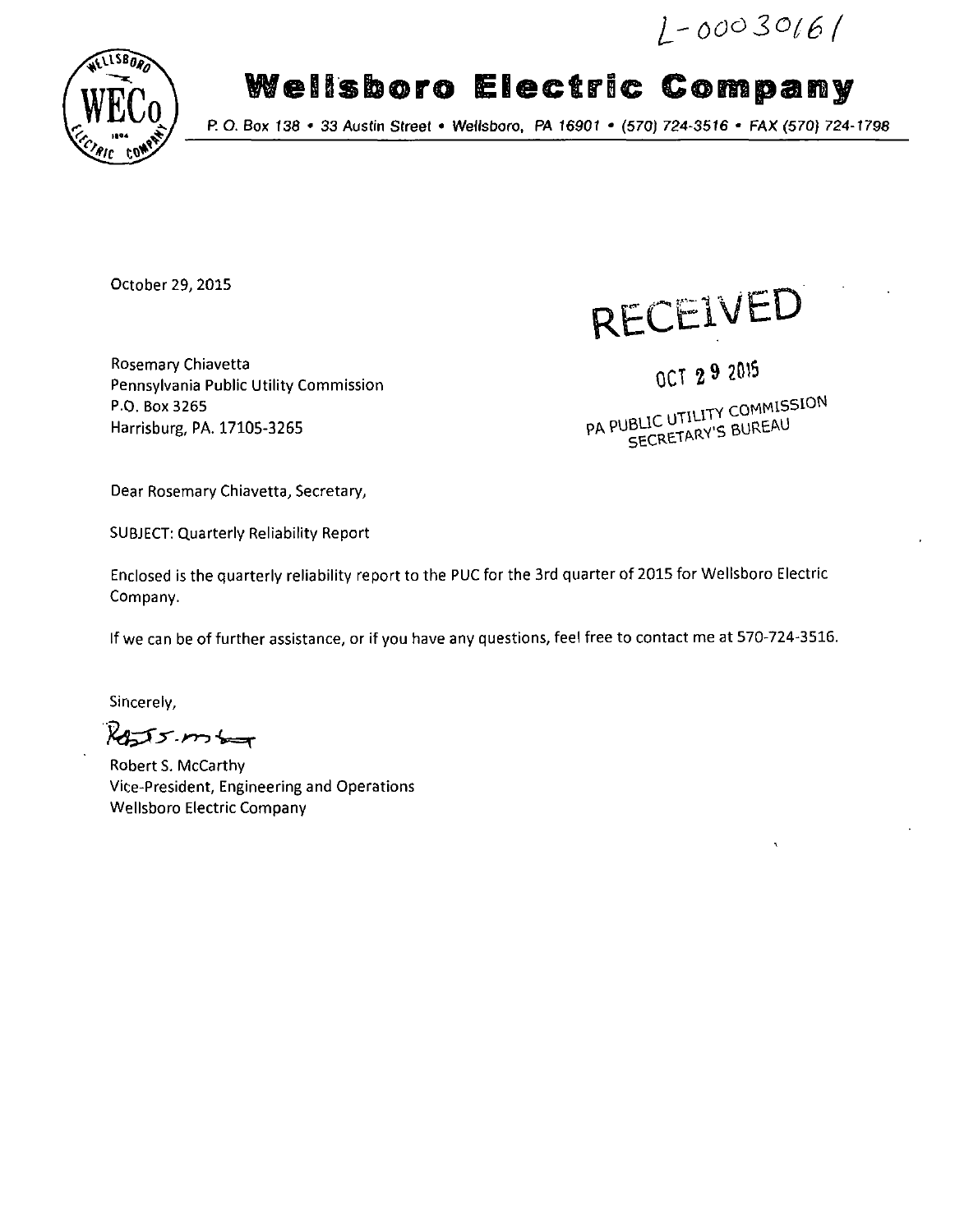L-00030161

# Wellsboro Electric Company

P. O. Box 138 • 33 Austin Street • Wellsboro, PA 16901 • (570) 724-3516 • FAX (570) 724-1798

October 29, 2015

RECEIVED

OCT 29 2015

PA PUBLIC UTILITY COMMISSION
SECRETARY'S BUREAU

Rosemary Chiavetta
Pennsylvania Public Utility Commission
P.O. Box 3265
Harrisburg, PA. 17105-3265

Dear Rosemary Chiavetta, Secretary,

SUBJECT: Quarterly Reliability Report

Enclosed is the quarterly reliability report to the PUC for the 3rd quarter of 2015 for Wellsboro Electric Company.

If we can be of further assistance, or if you have any questions, feel free to contact me at 570-724-3516.

Sincerely,

Robert S. McCarthy
Vice-President, Engineering and Operations
Wellsboro Electric Company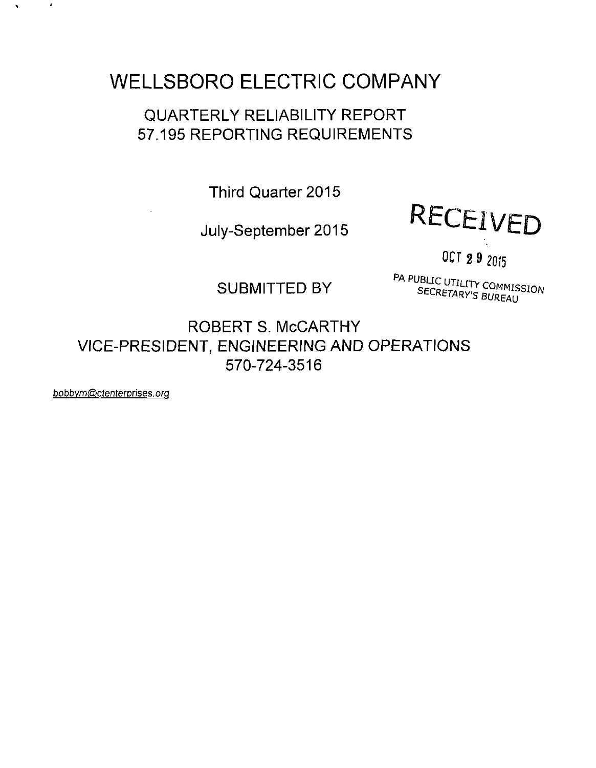# WELLSBORO ELECTRIC COMPANY

## QUARTERLY RELIABILITY REPORT
## 57.195 REPORTING REQUIREMENTS

Third Quarter 2015

July-September 2015

RECEIVED

OCT 29 2015

PA PUBLIC UTILITY COMMISSION
SECRETARY'S BUREAU

SUBMITTED BY

ROBERT S. McCARTHY
VICE-PRESIDENT, ENGINEERING AND OPERATIONS
570-724-3516

bobbym@ctenterprises.org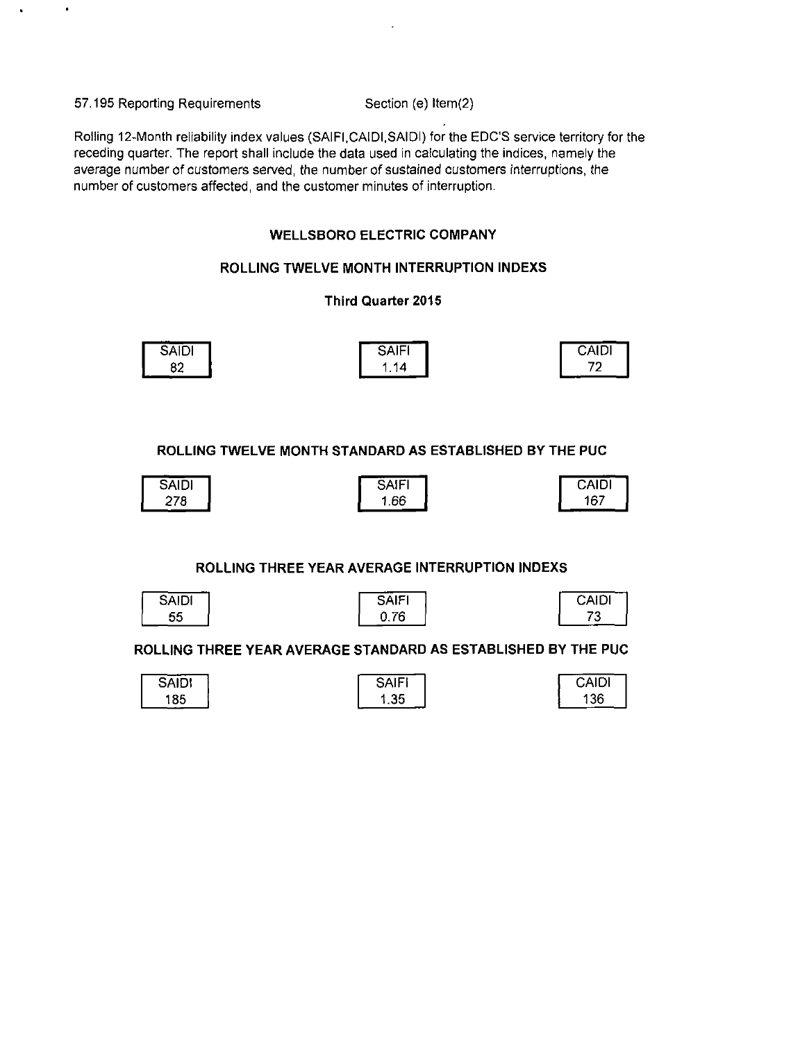57.195 Reporting Requirements    Section (e) Item(2)

Rolling 12-Month reliability index values (SAIFI,CAIDI,SAIDI) for the EDC'S service territory for the receding quarter. The report shall include the data used in calculating the indices, namely the average number of customers served, the number of sustained customers interruptions, the number of customers affected, and the customer minutes of interruption.

## WELLSBORO ELECTRIC COMPANY

### ROLLING TWELVE MONTH INTERRUPTION INDEXS

**Third Quarter 2015**

| SAIDI | SAIFI | CAIDI |
|---|---|---|
| 82 | 1.14 | 72 |

### ROLLING TWELVE MONTH STANDARD AS ESTABLISHED BY THE PUC

| SAIDI | SAIFI | CAIDI |
|---|---|---|
| 278 | 1.66 | 167 |

### ROLLING THREE YEAR AVERAGE INTERRUPTION INDEXS

| SAIDI | SAIFI | CAIDI |
|---|---|---|
| 55 | 0.76 | 73 |

### ROLLING THREE YEAR AVERAGE STANDARD AS ESTABLISHED BY THE PUC

| SAIDI | SAIFI | CAIDI |
|---|---|---|
| 185 | 1.35 | 136 |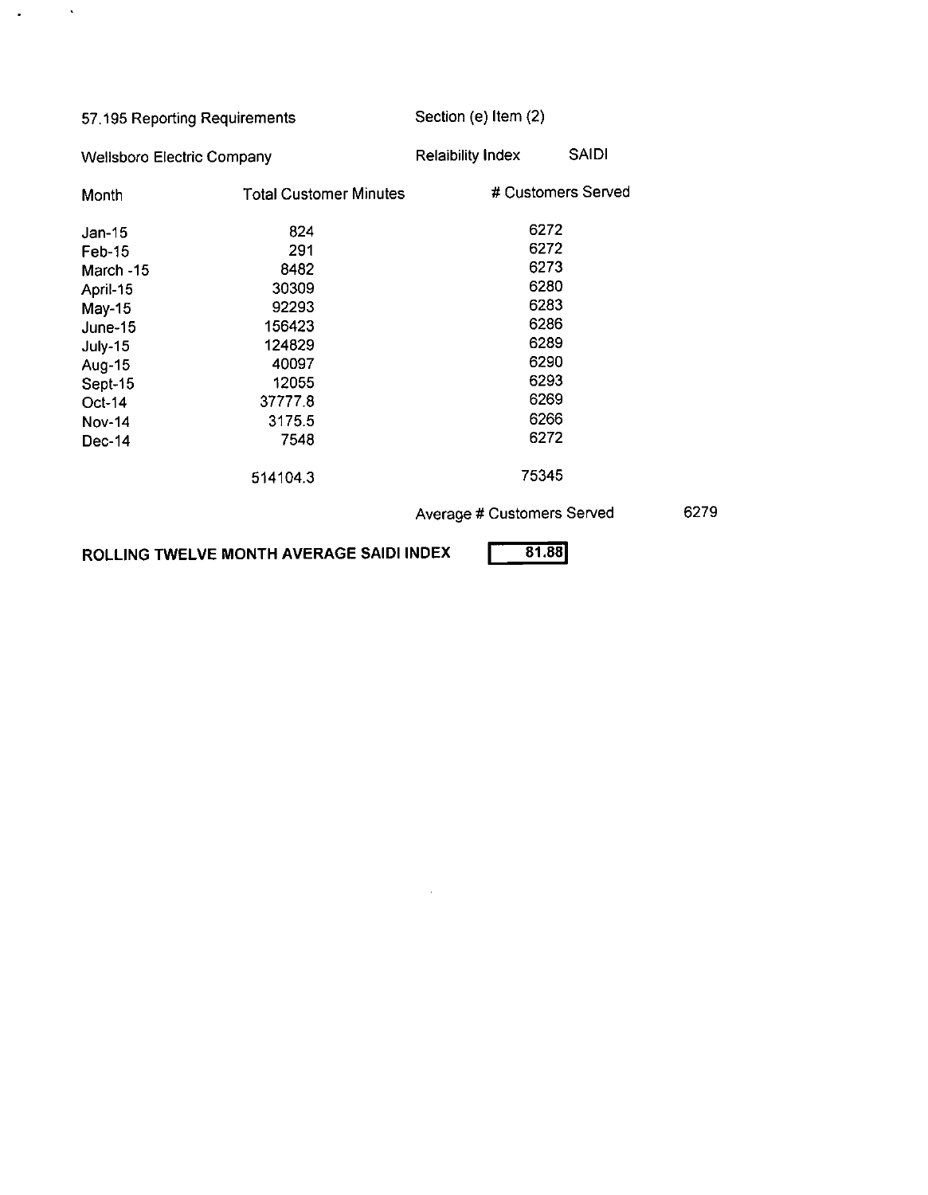57.195 Reporting Requirements — Section (e) Item (2)

Wellsboro Electric Company — Relaibility Index: SAIDI

| Month | Total Customer Minutes | # Customers Served |
|---|---|---|
| Jan-15 | 824 | 6272 |
| Feb-15 | 291 | 6272 |
| March -15 | 8482 | 6273 |
| April-15 | 30309 | 6280 |
| May-15 | 92293 | 6283 |
| June-15 | 156423 | 6286 |
| July-15 | 124829 | 6289 |
| Aug-15 | 40097 | 6290 |
| Sept-15 | 12055 | 6293 |
| Oct-14 | 37777.8 | 6269 |
| Nov-14 | 3175.5 | 6266 |
| Dec-14 | 7548 | 6272 |
| | 514104.3 | 75345 |

Average # Customers Served: 6279

**ROLLING TWELVE MONTH AVERAGE SAIDI INDEX** **81.88**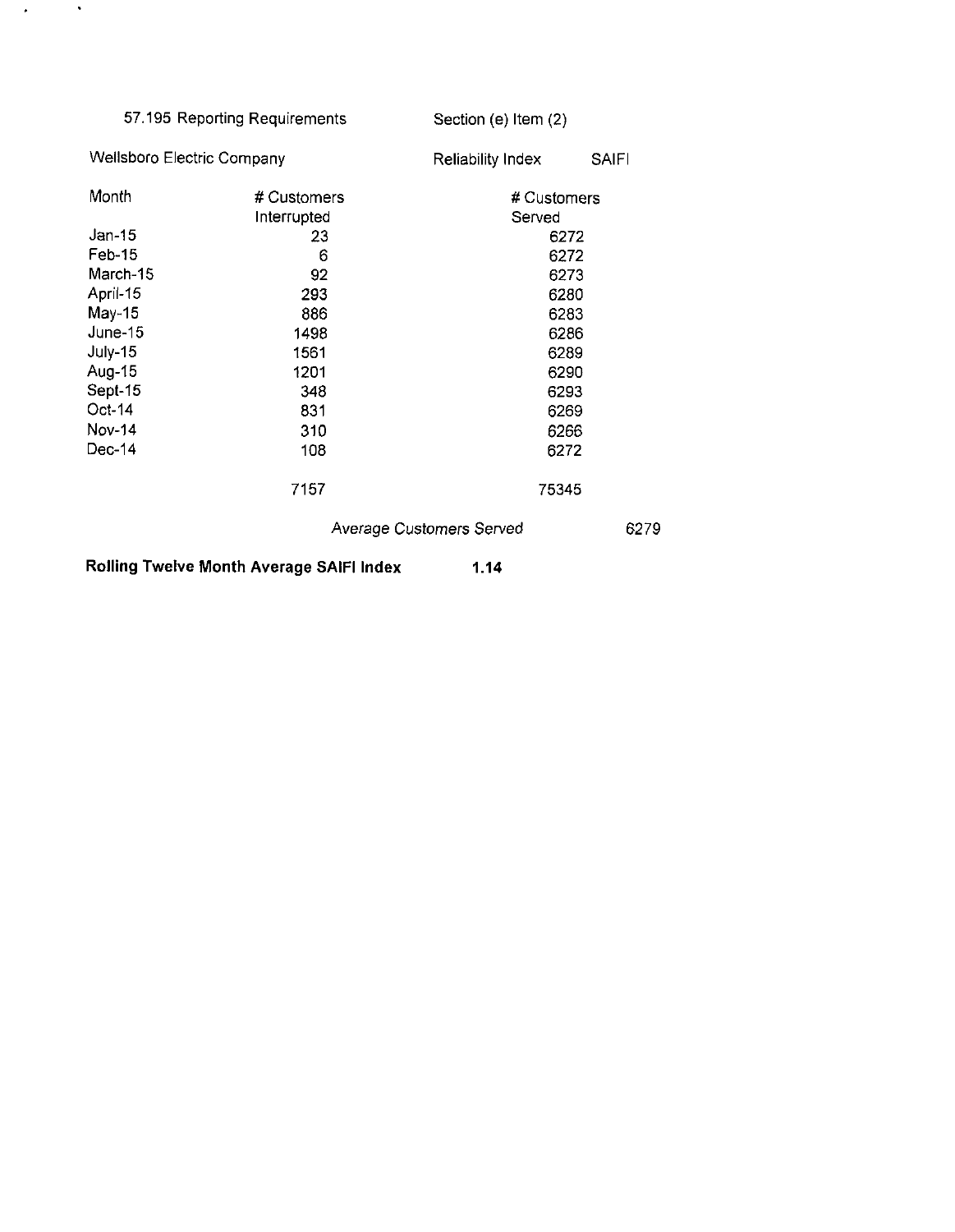57.195 Reporting Requirements | Section (e) Item (2)

Wellsboro Electric Company | Reliability Index | SAIFI

| Month | # Customers Interrupted | # Customers Served |
|---|---|---|
| Jan-15 | 23 | 6272 |
| Feb-15 | 6 | 6272 |
| March-15 | 92 | 6273 |
| April-15 | 293 | 6280 |
| May-15 | 886 | 6283 |
| June-15 | 1498 | 6286 |
| July-15 | 1561 | 6289 |
| Aug-15 | 1201 | 6290 |
| Sept-15 | 348 | 6293 |
| Oct-14 | 831 | 6269 |
| Nov-14 | 310 | 6266 |
| Dec-14 | 108 | 6272 |
| | 7157 | 75345 |

*Average Customers Served* 6279

**Rolling Twelve Month Average SAIFI Index** **1.14**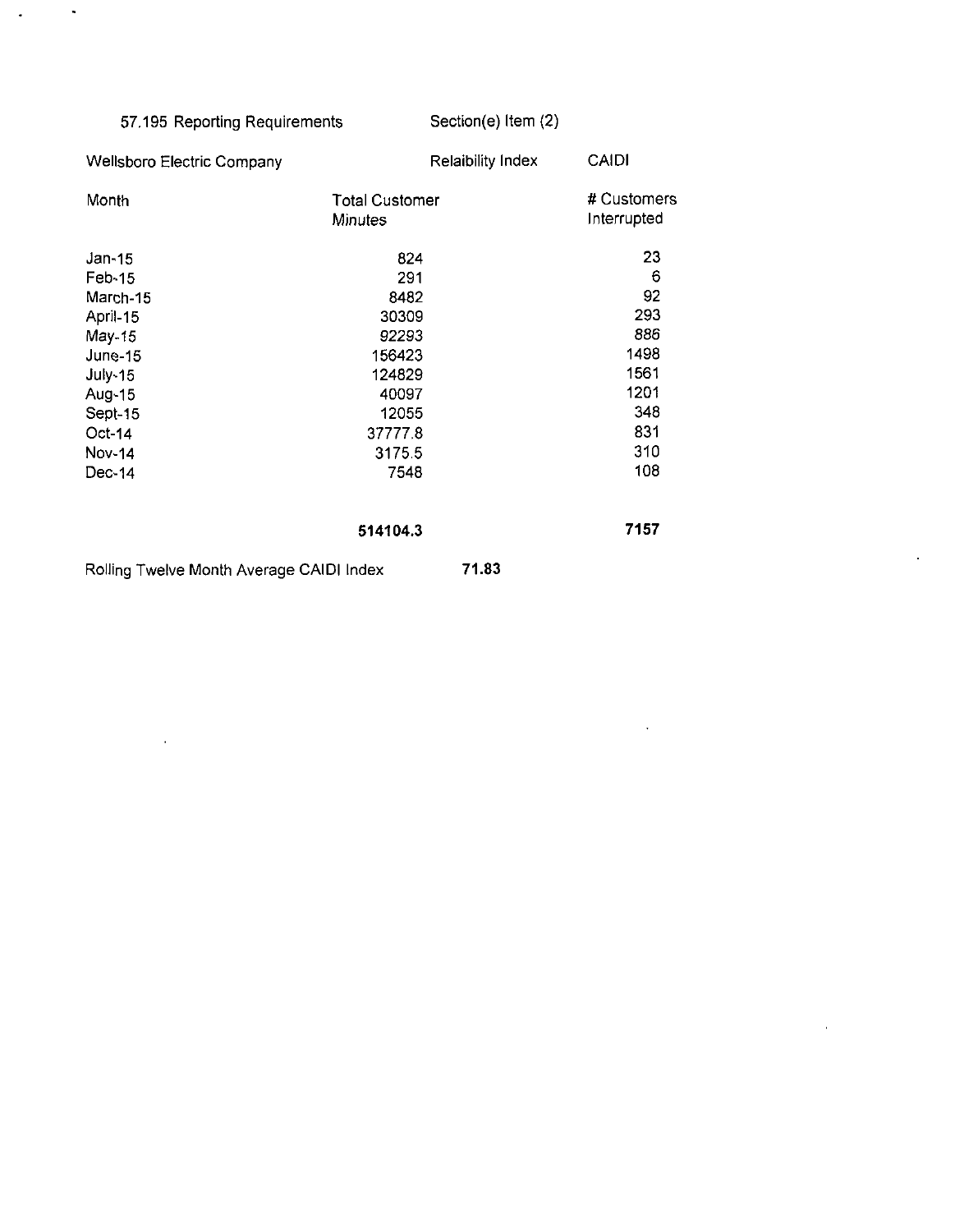57.195 Reporting Requirements Section(e) Item (2)

Wellsboro Electric Company Relaibility Index CAIDI

| Month | Total Customer Minutes | # Customers Interrupted |
|---|---|---|
| Jan-15 | 824 | 23 |
| Feb-15 | 291 | 6 |
| March-15 | 8482 | 92 |
| April-15 | 30309 | 293 |
| May-15 | 92293 | 886 |
| June-15 | 156423 | 1498 |
| July-15 | 124829 | 1561 |
| Aug-15 | 40097 | 1201 |
| Sept-15 | 12055 | 348 |
| Oct-14 | 37777.8 | 831 |
| Nov-14 | 3175.5 | 310 |
| Dec-14 | 7548 | 108 |
| | **514104.3** | **7157** |

Rolling Twelve Month Average CAIDI Index **71.83**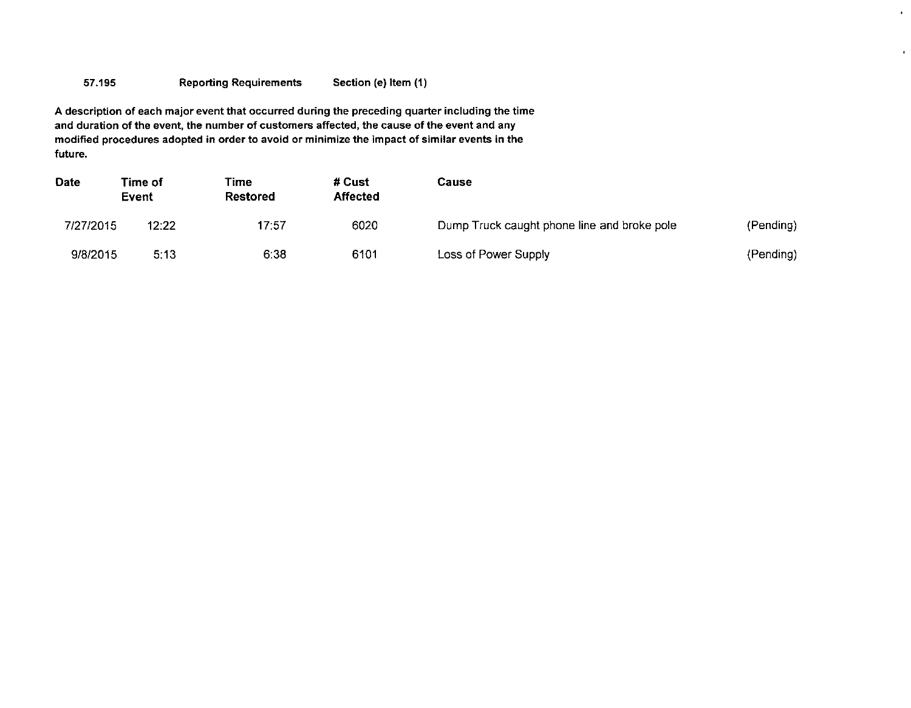**57.195 Reporting Requirements Section (e) Item (1)**

**A description of each major event that occurred during the preceding quarter including the time and duration of the event, the number of customers affected, the cause of the event and any modified procedures adopted in order to avoid or minimize the impact of similar events in the future.**

| Date | Time of Event | Time Restored | # Cust Affected | Cause | |
|---|---|---|---|---|---|
| 7/27/2015 | 12:22 | 17:57 | 6020 | Dump Truck caught phone line and broke pole | (Pending) |
| 9/8/2015 | 5:13 | 6:38 | 6101 | Loss of Power Supply | (Pending) |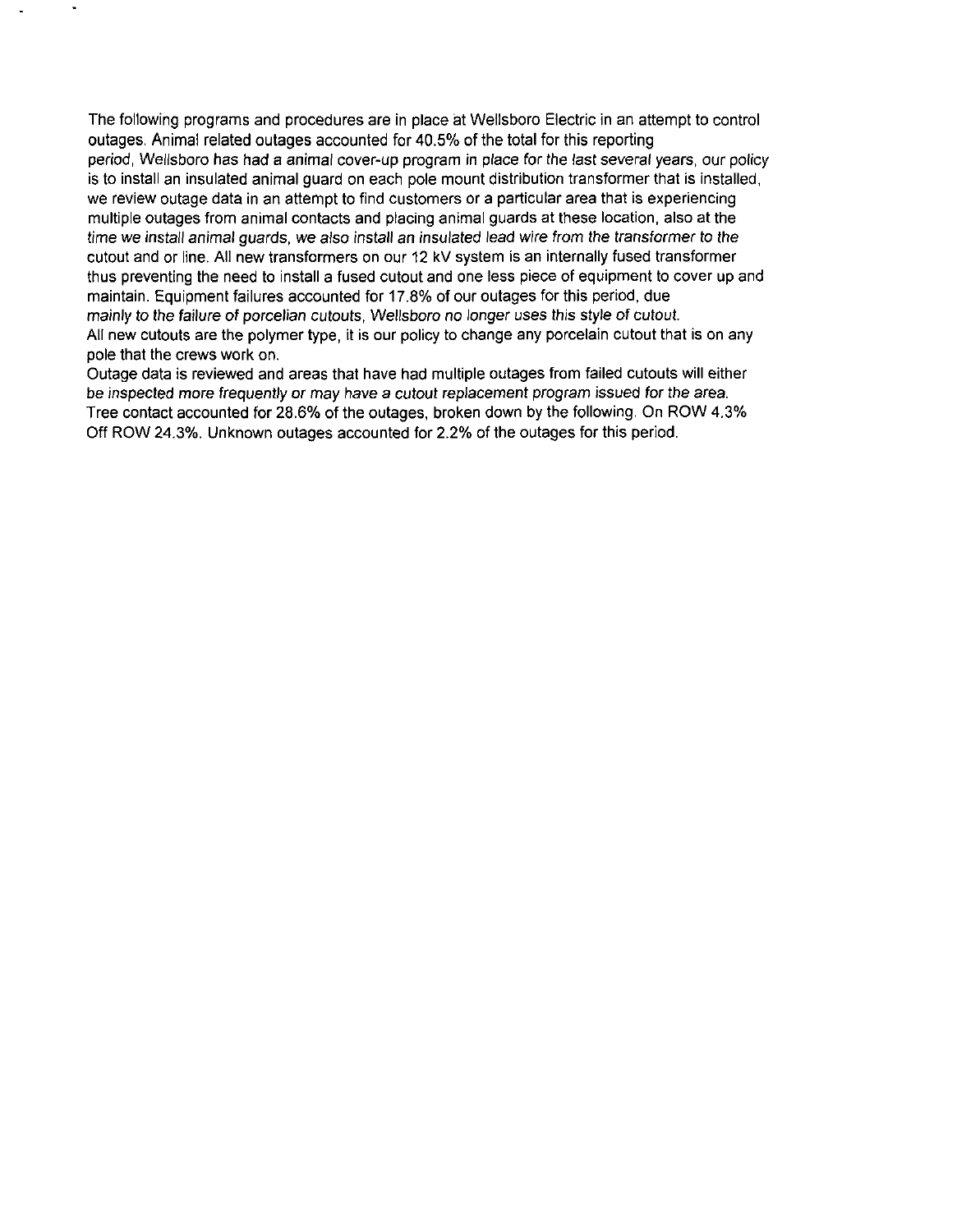The following programs and procedures are in place at Wellsboro Electric in an attempt to control outages. Animal related outages accounted for 40.5% of the total for this reporting period, Wellsboro has had a animal cover-up program in place for the last several years, our policy is to install an insulated animal guard on each pole mount distribution transformer that is installed, we review outage data in an attempt to find customers or a particular area that is experiencing multiple outages from animal contacts and placing animal guards at these location, also at the time we install animal guards, we also install an insulated lead wire from the transformer to the cutout and or line. All new transformers on our 12 kV system is an internally fused transformer thus preventing the need to install a fused cutout and one less piece of equipment to cover up and maintain. Equipment failures accounted for 17.8% of our outages for this period, due mainly to the failure of porcelian cutouts, Wellsboro no longer uses this style of cutout.
All new cutouts are the polymer type, it is our policy to change any porcelain cutout that is on any pole that the crews work on.
Outage data is reviewed and areas that have had multiple outages from failed cutouts will either be inspected more frequently or may have a cutout replacement program issued for the area.
Tree contact accounted for 28.6% of the outages, broken down by the following. On ROW 4.3% Off ROW 24.3%. Unknown outages accounted for 2.2% of the outages for this period.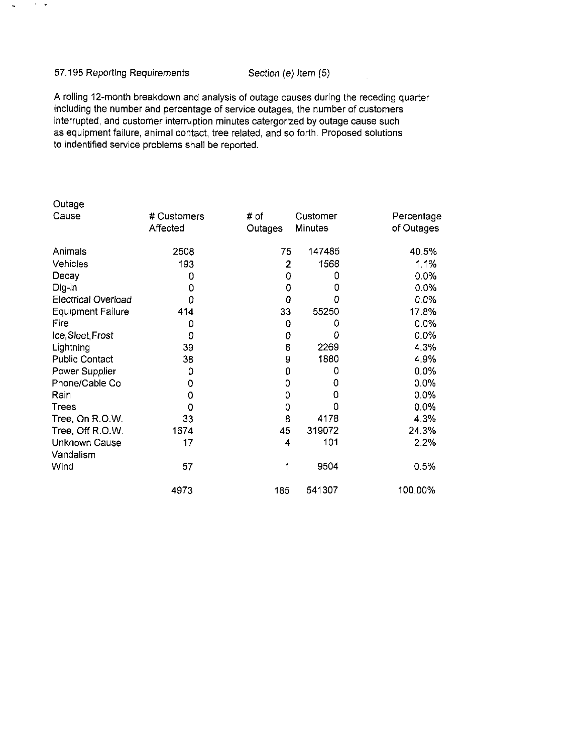57.195 Reporting Requirements Section (e) Item (5)

A rolling 12-month breakdown and analysis of outage causes during the receding quarter including the number and percentage of service outages, the number of customers interrupted, and customer interruption minutes catergorized by outage cause such as equipment failure, animal contact, tree related, and so forth. Proposed solutions to indentified service problems shall be reported.

| Outage Cause | # Customers Affected | # of Outages | Customer Minutes | Percentage of Outages |
|---|---|---|---|---|
| Animals | 2508 | 75 | 147485 | 40.5% |
| Vehicles | 193 | 2 | 1568 | 1.1% |
| Decay | 0 | 0 | 0 | 0.0% |
| Dig-in | 0 | 0 | 0 | 0.0% |
| Electrical Overload | 0 | 0 | 0 | 0.0% |
| Equipment Failure | 414 | 33 | 55250 | 17.8% |
| Fire | 0 | 0 | 0 | 0.0% |
| Ice,Sleet,Frost | 0 | 0 | 0 | 0.0% |
| Lightning | 39 | 8 | 2269 | 4.3% |
| Public Contact | 38 | 9 | 1880 | 4.9% |
| Power Supplier | 0 | 0 | 0 | 0.0% |
| Phone/Cable Co | 0 | 0 | 0 | 0.0% |
| Rain | 0 | 0 | 0 | 0.0% |
| Trees | 0 | 0 | 0 | 0.0% |
| Tree, On R.O.W. | 33 | 8 | 4178 | 4.3% |
| Tree, Off R.O.W. | 1674 | 45 | 319072 | 24.3% |
| Unknown Cause | 17 | 4 | 101 | 2.2% |
| Vandalism | | | | |
| Wind | 57 | 1 | 9504 | 0.5% |
| | 4973 | 185 | 541307 | 100.00% |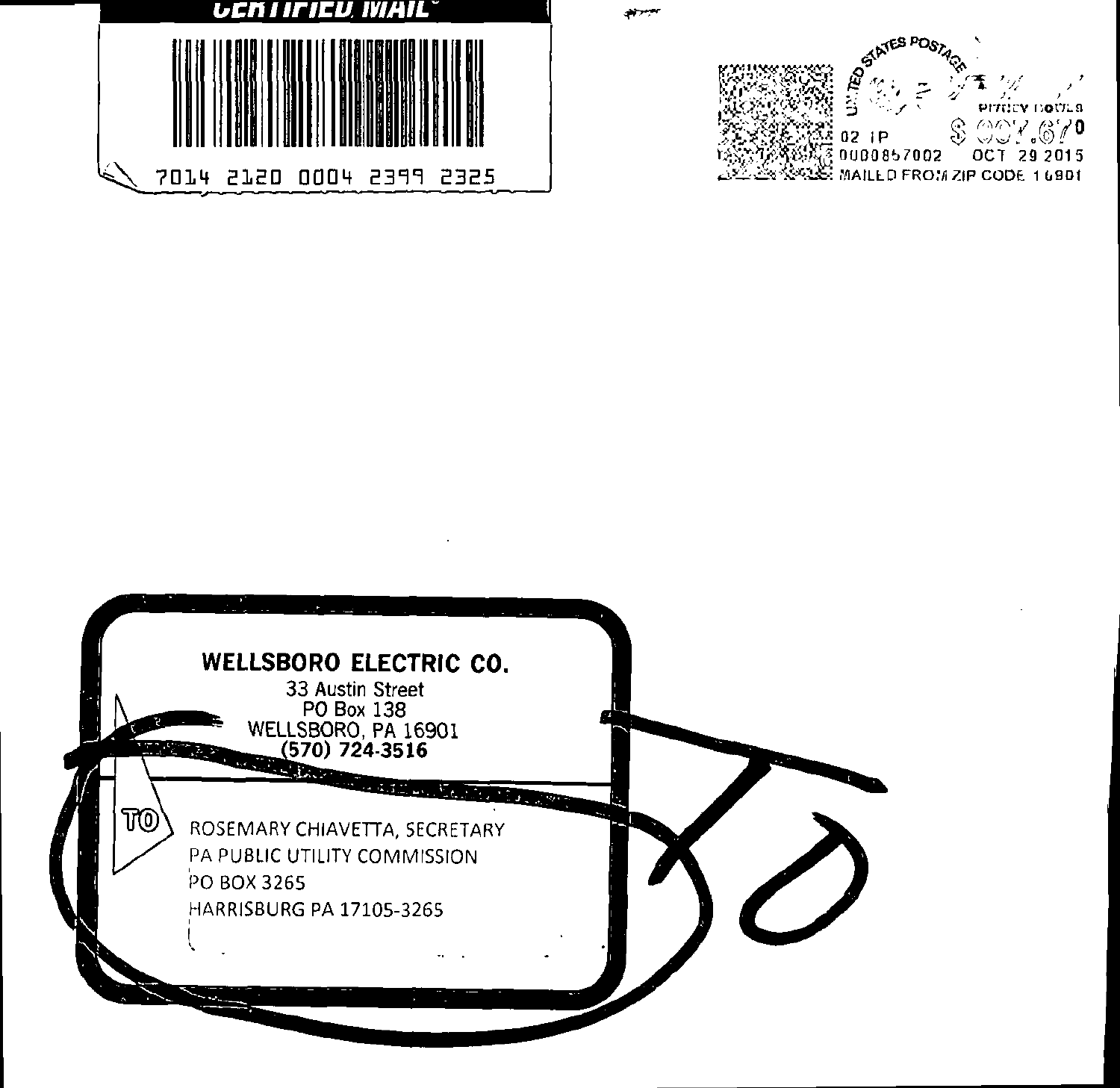CERTIFIED MAIL

7014 2120 0004 2399 2325

UNITED STATES POSTAGE

PITNEY BOWES

02 1P $ 007.670

0000857002 OCT 29 2015

MAILED FROM ZIP CODE 16901

**WELLSBORO ELECTRIC CO.**

33 Austin Street

PO Box 138

WELLSBORO, PA 16901

**(570) 724-3516**

TO

ROSEMARY CHIAVETTA, SECRETARY

PA PUBLIC UTILITY COMMISSION

PO BOX 3265

HARRISBURG PA 17105-3265